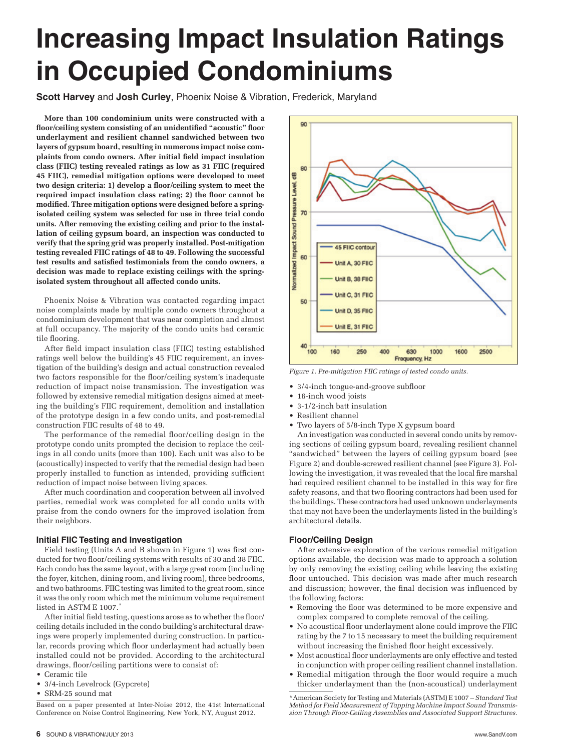# Increasing Impact Insulation Ratings in Occupied Condominiums

**Scott Harvey** and **Josh Curley**, Phoenix Noise & Vibration, Frederick, Maryland

**More than 100 condominium units were constructed with a floor/ceiling system consisting of an unidentified "acoustic" floor underlayment and resilient channel sandwiched between two layers of gypsum board, resulting in numerous impact noise complaints from condo owners. After initial field impact insulation class (FIIC) testing revealed ratings as low as 31 FIIC (required 45 FIIC), remedial mitigation options were developed to meet two design criteria: 1) develop a floor/ceiling system to meet the required impact insulation class rating; 2) the floor cannot be modified. Three mitigation options were designed before a spring-isolated ceiling system was selected for use in three trial condo units. After removing the existing ceiling and prior to the installation of ceiling gypsum board, an inspection was conducted to verify that the spring grid was properly installed. Post-mitigation testing revealed FIIC ratings of 48 to 49. Following the successful test results and satisfied testimonials from the condo owners, a decision was made to replace existing ceilings with the spring-isolated system throughout all affected condo units.**

Phoenix Noise & Vibration was contacted regarding impact noise complaints made by multiple condo owners throughout a condominium development that was near completion and almost at full occupancy. The majority of the condo units had ceramic tile flooring.

After field impact insulation class (FIIC) testing established ratings well below the building's 45 FIIC requirement, an investigation of the building's design and actual construction revealed two factors responsible for the floor/ceiling system's inadequate reduction of impact noise transmission. The investigation was followed by extensive remedial mitigation designs aimed at meeting the building's FIIC requirement, demolition and installation of the prototype design in a few condo units, and post-remedial construction FIIC results of 48 to 49.

The performance of the remedial floor/ceiling design in the prototype condo units prompted the decision to replace the ceilings in all condo units (more than 100). Each unit was also to be (acoustically) inspected to verify that the remedial design had been properly installed to function as intended, providing sufficient reduction of impact noise between living spaces.

After much coordination and cooperation between all involved parties, remedial work was completed for all condo units with praise from the condo owners for the improved isolation from their neighbors.

### Initial FIIC Testing and Investigation

Field testing (Units A and B shown in Figure 1) was first conducted for two floor/ceiling systems with results of 30 and 38 FIIC. Each condo has the same layout, with a large great room (including the foyer, kitchen, dining room, and living room), three bedrooms, and two bathrooms. FIIC testing was limited to the great room, since it was the only room which met the minimum volume requirement listed in ASTM E 1007.*

After initial field testing, questions arose as to whether the floor/ceiling details included in the condo building's architectural drawings were properly implemented during construction. In particular, records proving which floor underlayment had actually been installed could not be provided. According to the architectural drawings, floor/ceiling partitions were to consist of:

- Ceramic tile
- 3/4-inch Levelrock (Gypcrete)
- SRM-25 sound mat
- 3/4-inch tongue-and-groove subfloor
- 16-inch wood joists
- 3-1/2-inch batt insulation
- Resilient channel
- Two layers of 5/8-inch Type X gypsum board

Figure 1. Pre-mitigation FIIC ratings of tested condo units.

An investigation was conducted in several condo units by removing sections of ceiling gypsum board, revealing resilient channel "sandwiched" between the layers of ceiling gypsum board (see Figure 2) and double-screwed resilient channel (see Figure 3). Following the investigation, it was revealed that the local fire marshal had required resilient channel to be installed in this way for fire safety reasons, and that two flooring contractors had been used for the buildings. These contractors had used unknown underlayments that may not have been the underlayments listed in the building's architectural details.

### Floor/Ceiling Design

After extensive exploration of the various remedial mitigation options available, the decision was made to approach a solution by only removing the existing ceiling while leaving the existing floor untouched. This decision was made after much research and discussion; however, the final decision was influenced by the following factors:

- Removing the floor was determined to be more expensive and complex compared to complete removal of the ceiling.
- No acoustical floor underlayment alone could improve the FIIC rating by the 7 to 15 necessary to meet the building requirement without increasing the finished floor height excessively.
- Most acoustical floor underlayments are only effective and tested in conjunction with proper ceiling resilient channel installation.
- Remedial mitigation through the floor would require a much thicker underlayment than the (non-acoustical) underlayment

Based on a paper presented at Inter-Noise 2012, the 41st International Conference on Noise Control Engineering, New York, NY, August 2012.

*American Society for Testing and Materials (ASTM) E 1007 – *Standard Test Method for Field Measurement of Tapping Machine Impact Sound Transmission Through Floor-Ceiling Assemblies and Associated Support Structures.*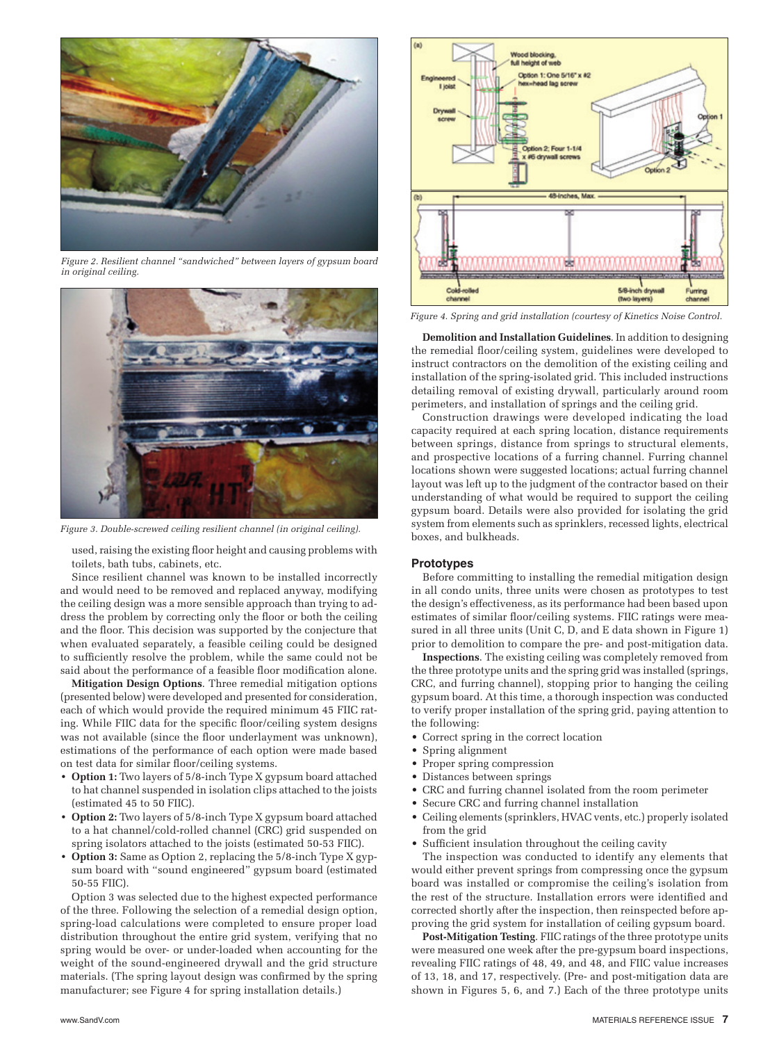Figure 2. Resilient channel "sandwiched" between layers of gypsum board in original ceiling.

Figure 3. Double-screwed ceiling resilient channel (in original ceiling).

used, raising the existing floor height and causing problems with toilets, bath tubs, cabinets, etc.

Since resilient channel was known to be installed incorrectly and would need to be removed and replaced anyway, modifying the ceiling design was a more sensible approach than trying to address the problem by correcting only the floor or both the ceiling and the floor. This decision was supported by the conjecture that when evaluated separately, a feasible ceiling could be designed to sufficiently resolve the problem, while the same could not be said about the performance of a feasible floor modification alone.

**Mitigation Design Options**. Three remedial mitigation options (presented below) were developed and presented for consideration, each of which would provide the required minimum 45 FIIC rating. While FIIC data for the specific floor/ceiling system designs was not available (since the floor underlayment was unknown), estimations of the performance of each option were made based on test data for similar floor/ceiling systems.

- **Option 1:** Two layers of 5/8-inch Type X gypsum board attached to hat channel suspended in isolation clips attached to the joists (estimated 45 to 50 FIIC).
- **Option 2:** Two layers of 5/8-inch Type X gypsum board attached to a hat channel/cold-rolled channel (CRC) grid suspended on spring isolators attached to the joists (estimated 50-53 FIIC).
- **Option 3:** Same as Option 2, replacing the 5/8-inch Type X gypsum board with "sound engineered" gypsum board (estimated 50-55 FIIC).

Option 3 was selected due to the highest expected performance of the three. Following the selection of a remedial design option, spring-load calculations were completed to ensure proper load distribution throughout the entire grid system, verifying that no spring would be over- or under-loaded when accounting for the weight of the sound-engineered drywall and the grid structure materials. (The spring layout design was confirmed by the spring manufacturer; see Figure 4 for spring installation details.)

Figure 4. Spring and grid installation (courtesy of Kinetics Noise Control.

**Demolition and Installation Guidelines**. In addition to designing the remedial floor/ceiling system, guidelines were developed to instruct contractors on the demolition of the existing ceiling and installation of the spring-isolated grid. This included instructions detailing removal of existing drywall, particularly around room perimeters, and installation of springs and the ceiling grid.

Construction drawings were developed indicating the load capacity required at each spring location, distance requirements between springs, distance from springs to structural elements, and prospective locations of a furring channel. Furring channel locations shown were suggested locations; actual furring channel layout was left up to the judgment of the contractor based on their understanding of what would be required to support the ceiling gypsum board. Details were also provided for isolating the grid system from elements such as sprinklers, recessed lights, electrical boxes, and bulkheads.

## Prototypes

Before committing to installing the remedial mitigation design in all condo units, three units were chosen as prototypes to test the design's effectiveness, as its performance had been based upon estimates of similar floor/ceiling systems. FIIC ratings were measured in all three units (Unit C, D, and E data shown in Figure 1) prior to demolition to compare the pre- and post-mitigation data.

**Inspections**. The existing ceiling was completely removed from the three prototype units and the spring grid was installed (springs, CRC, and furring channel), stopping prior to hanging the ceiling gypsum board. At this time, a thorough inspection was conducted to verify proper installation of the spring grid, paying attention to the following:

- Correct spring in the correct location
- Spring alignment
- Proper spring compression
- Distances between springs
- CRC and furring channel isolated from the room perimeter
- Secure CRC and furring channel installation
- Ceiling elements (sprinklers, HVAC vents, etc.) properly isolated from the grid
- Sufficient insulation throughout the ceiling cavity

The inspection was conducted to identify any elements that would either prevent springs from compressing once the gypsum board was installed or compromise the ceiling's isolation from the rest of the structure. Installation errors were identified and corrected shortly after the inspection, then reinspected before approving the grid system for installation of ceiling gypsum board.

**Post-Mitigation Testing**. FIIC ratings of the three prototype units were measured one week after the pre-gypsum board inspections, revealing FIIC ratings of 48, 49, and 48, and FIIC value increases of 13, 18, and 17, respectively. (Pre- and post-mitigation data are shown in Figures 5, 6, and 7.) Each of the three prototype units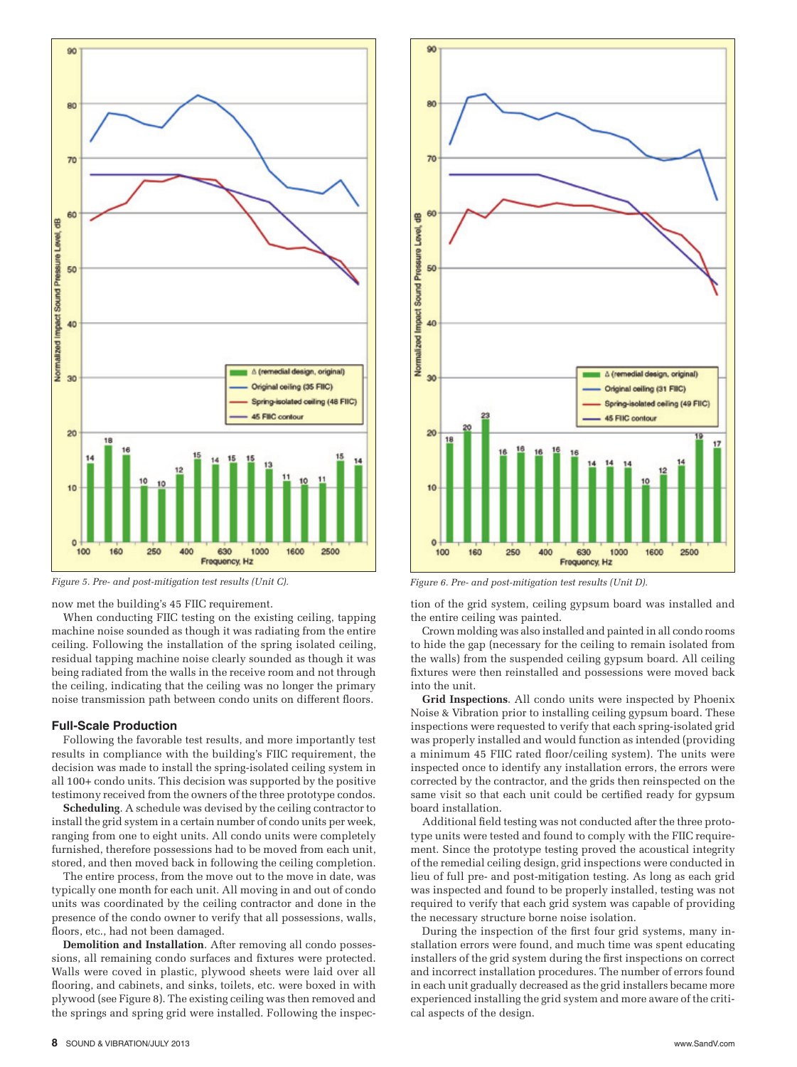*Figure 5. Pre- and post-mitigation test results (Unit C).*

*Figure 6. Pre- and post-mitigation test results (Unit D).*

now met the building's 45 FIIC requirement.

When conducting FIIC testing on the existing ceiling, tapping machine noise sounded as though it was radiating from the entire ceiling. Following the installation of the spring isolated ceiling, residual tapping machine noise clearly sounded as though it was being radiated from the walls in the receive room and not through the ceiling, indicating that the ceiling was no longer the primary noise transmission path between condo units on different floors.

### Full-Scale Production

Following the favorable test results, and more importantly test results in compliance with the building's FIIC requirement, the decision was made to install the spring-isolated ceiling system in all 100+ condo units. This decision was supported by the positive testimony received from the owners of the three prototype condos.

**Scheduling**. A schedule was devised by the ceiling contractor to install the grid system in a certain number of condo units per week, ranging from one to eight units. All condo units were completely furnished, therefore possessions had to be moved from each unit, stored, and then moved back in following the ceiling completion.

The entire process, from the move out to the move in date, was typically one month for each unit. All moving in and out of condo units was coordinated by the ceiling contractor and done in the presence of the condo owner to verify that all possessions, walls, floors, etc., had not been damaged.

**Demolition and Installation**. After removing all condo possessions, all remaining condo surfaces and fixtures were protected. Walls were coved in plastic, plywood sheets were laid over all flooring, and cabinets, and sinks, toilets, etc. were boxed in with plywood (see Figure 8). The existing ceiling was then removed and the springs and spring grid were installed. Following the inspection of the grid system, ceiling gypsum board was installed and the entire ceiling was painted.

Crown molding was also installed and painted in all condo rooms to hide the gap (necessary for the ceiling to remain isolated from the walls) from the suspended ceiling gypsum board. All ceiling fixtures were then reinstalled and possessions were moved back into the unit.

**Grid Inspections**. All condo units were inspected by Phoenix Noise & Vibration prior to installing ceiling gypsum board. These inspections were requested to verify that each spring-isolated grid was properly installed and would function as intended (providing a minimum 45 FIIC rated floor/ceiling system). The units were inspected once to identify any installation errors, the errors were corrected by the contractor, and the grids then reinspected on the same visit so that each unit could be certified ready for gypsum board installation.

Additional field testing was not conducted after the three prototype units were tested and found to comply with the FIIC requirement. Since the prototype testing proved the acoustical integrity of the remedial ceiling design, grid inspections were conducted in lieu of full pre- and post-mitigation testing. As long as each grid was inspected and found to be properly installed, testing was not required to verify that each grid system was capable of providing the necessary structure borne noise isolation.

During the inspection of the first four grid systems, many installation errors were found, and much time was spent educating installers of the grid system during the first inspections on correct and incorrect installation procedures. The number of errors found in each unit gradually decreased as the grid installers became more experienced installing the grid system and more aware of the critical aspects of the design.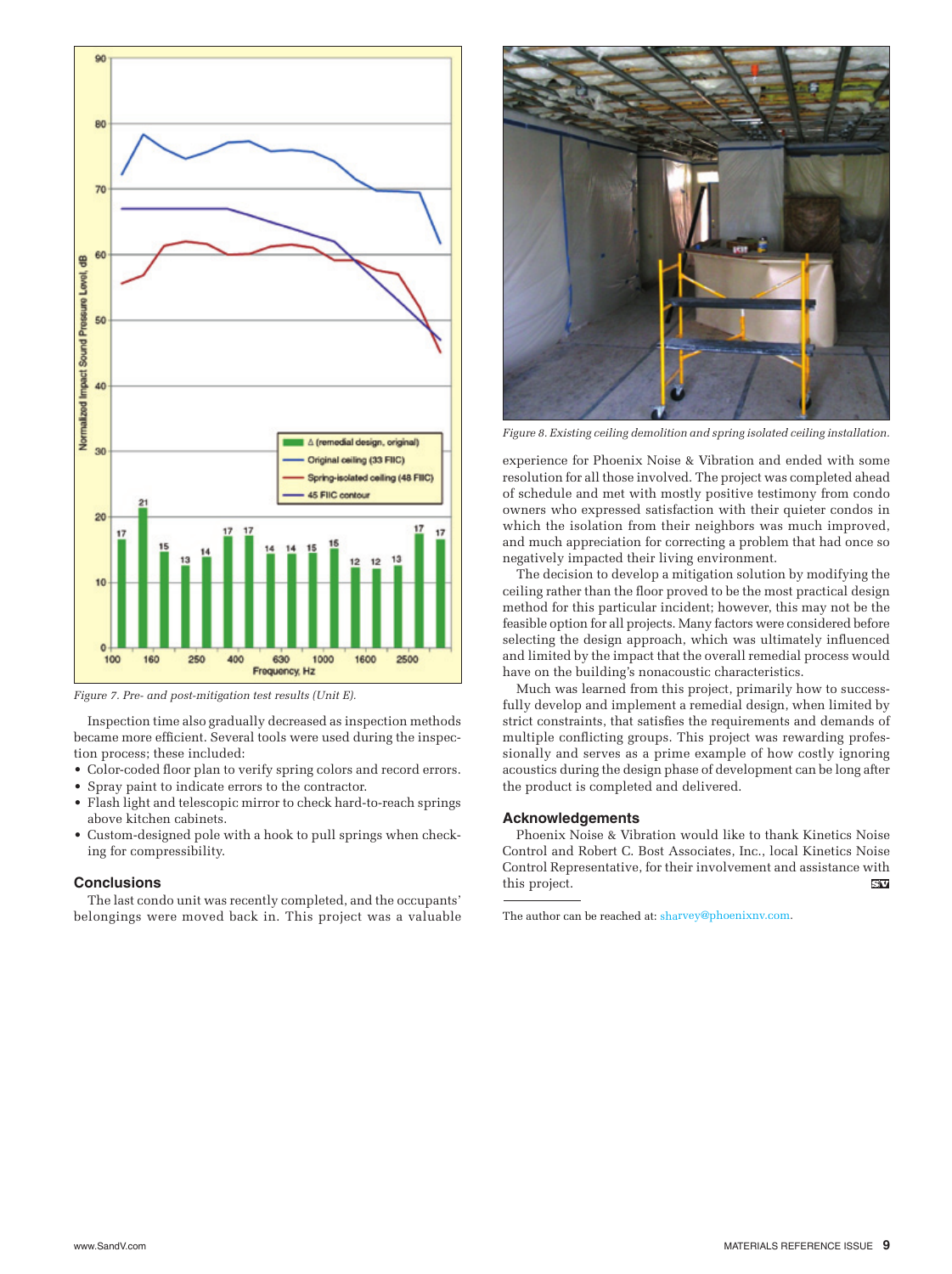90
80
70
60
50
40
30
20
10
0

Normalized Impact Sound Pressure Level, dB

21
17
15
13
14
17
17
14
14
15
15
12
12
13
17
17

100
160
250
400
630
1000
1600
2500

Frequency, Hz

Δ (remedial design, original)
Original ceiling (33 FIIC)
Spring-isolated ceiling (48 FIIC)
45 FIIC contour

*Figure 7. Pre- and post-mitigation test results (Unit E).*

Inspection time also gradually decreased as inspection methods became more efficient. Several tools were used during the inspection process; these included:

- Color-coded floor plan to verify spring colors and record errors.
- Spray paint to indicate errors to the contractor.
- Flash light and telescopic mirror to check hard-to-reach springs above kitchen cabinets.
- Custom-designed pole with a hook to pull springs when checking for compressibility.

## Conclusions

The last condo unit was recently completed, and the occupants' belongings were moved back in. This project was a valuable experience for Phoenix Noise & Vibration and ended with some resolution for all those involved. The project was completed ahead of schedule and met with mostly positive testimony from condo owners who expressed satisfaction with their quieter condos in which the isolation from their neighbors was much improved, and much appreciation for correcting a problem that had once so negatively impacted their living environment.

The decision to develop a mitigation solution by modifying the ceiling rather than the floor proved to be the most practical design method for this particular incident; however, this may not be the feasible option for all projects. Many factors were considered before selecting the design approach, which was ultimately influenced and limited by the impact that the overall remedial process would have on the building's nonacoustic characteristics.

Much was learned from this project, primarily how to successfully develop and implement a remedial design, when limited by strict constraints, that satisfies the requirements and demands of multiple conflicting groups. This project was rewarding professionally and serves as a prime example of how costly ignoring acoustics during the design phase of development can be long after the product is completed and delivered.

*Figure 8. Existing ceiling demolition and spring isolated ceiling installation.*

## Acknowledgements

Phoenix Noise & Vibration would like to thank Kinetics Noise Control and Robert C. Bost Associates, Inc., local Kinetics Noise Control Representative, for their involvement and assistance with this project.

The author can be reached at: sharvey@phoenixnv.com.